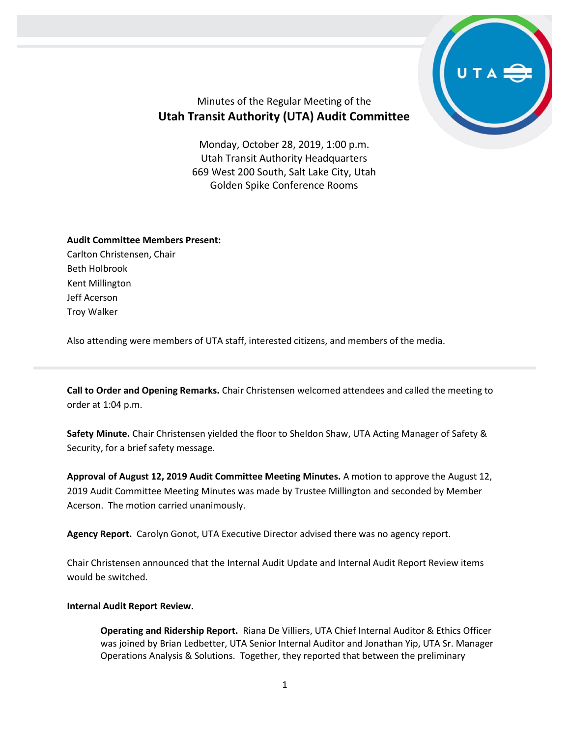Minutes of the Regular Meeting of the

# Utah Transit Authority (UTA) Audit Committee

Monday, October 28, 2019, 1:00 p.m.
Utah Transit Authority Headquarters
669 West 200 South, Salt Lake City, Utah
Golden Spike Conference Rooms

**Audit Committee Members Present:**
Carlton Christensen, Chair
Beth Holbrook
Kent Millington
Jeff Acerson
Troy Walker

Also attending were members of UTA staff, interested citizens, and members of the media.

---

**Call to Order and Opening Remarks.** Chair Christensen welcomed attendees and called the meeting to order at 1:04 p.m.

**Safety Minute.** Chair Christensen yielded the floor to Sheldon Shaw, UTA Acting Manager of Safety & Security, for a brief safety message.

**Approval of August 12, 2019 Audit Committee Meeting Minutes.** A motion to approve the August 12, 2019 Audit Committee Meeting Minutes was made by Trustee Millington and seconded by Member Acerson. The motion carried unanimously.

**Agency Report.** Carolyn Gonot, UTA Executive Director advised there was no agency report.

Chair Christensen announced that the Internal Audit Update and Internal Audit Report Review items would be switched.

**Internal Audit Report Review.**

> **Operating and Ridership Report.** Riana De Villiers, UTA Chief Internal Auditor & Ethics Officer was joined by Brian Ledbetter, UTA Senior Internal Auditor and Jonathan Yip, UTA Sr. Manager Operations Analysis & Solutions. Together, they reported that between the preliminary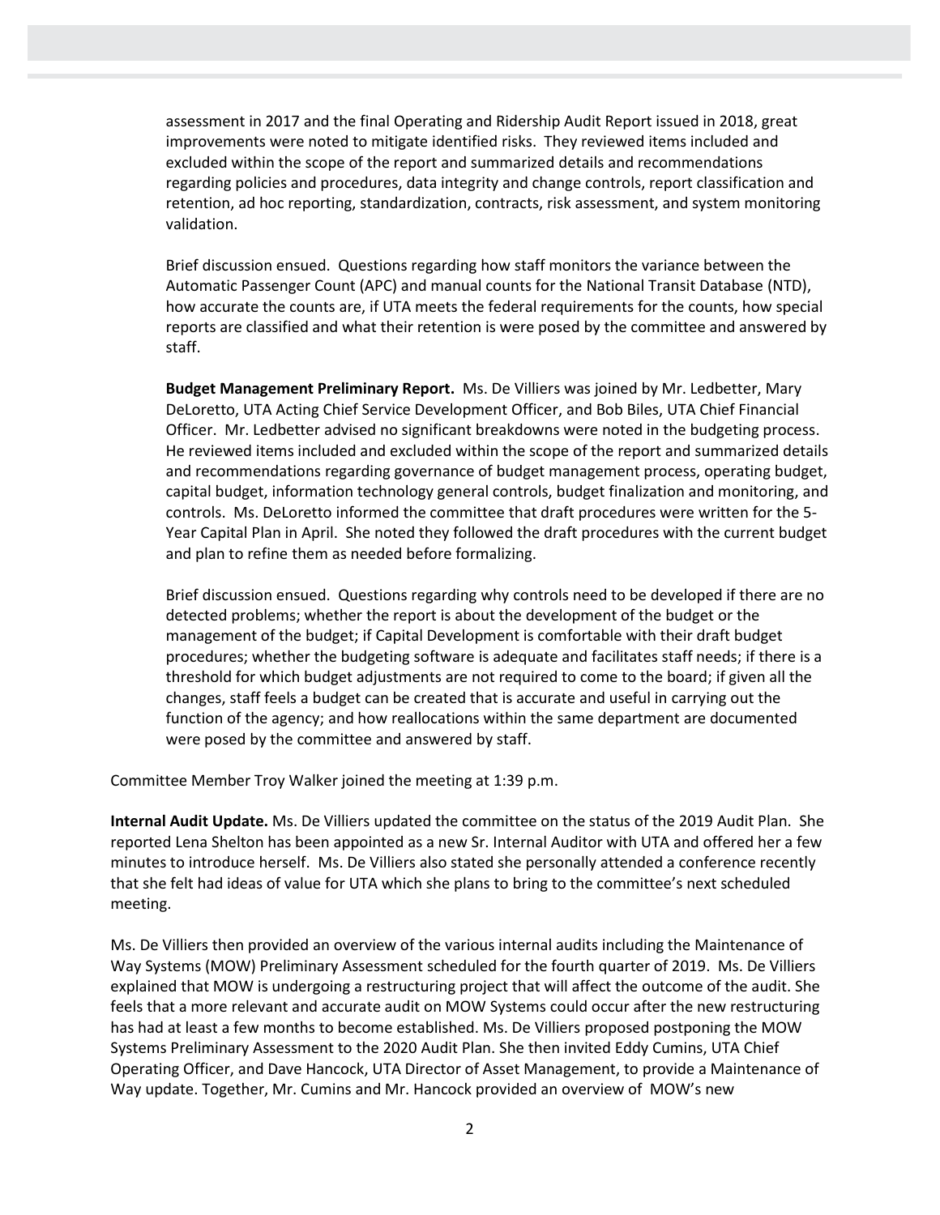assessment in 2017 and the final Operating and Ridership Audit Report issued in 2018, great improvements were noted to mitigate identified risks. They reviewed items included and excluded within the scope of the report and summarized details and recommendations regarding policies and procedures, data integrity and change controls, report classification and retention, ad hoc reporting, standardization, contracts, risk assessment, and system monitoring validation.

Brief discussion ensued. Questions regarding how staff monitors the variance between the Automatic Passenger Count (APC) and manual counts for the National Transit Database (NTD), how accurate the counts are, if UTA meets the federal requirements for the counts, how special reports are classified and what their retention is were posed by the committee and answered by staff.

**Budget Management Preliminary Report.** Ms. De Villiers was joined by Mr. Ledbetter, Mary DeLoretto, UTA Acting Chief Service Development Officer, and Bob Biles, UTA Chief Financial Officer. Mr. Ledbetter advised no significant breakdowns were noted in the budgeting process. He reviewed items included and excluded within the scope of the report and summarized details and recommendations regarding governance of budget management process, operating budget, capital budget, information technology general controls, budget finalization and monitoring, and controls. Ms. DeLoretto informed the committee that draft procedures were written for the 5-Year Capital Plan in April. She noted they followed the draft procedures with the current budget and plan to refine them as needed before formalizing.

Brief discussion ensued. Questions regarding why controls need to be developed if there are no detected problems; whether the report is about the development of the budget or the management of the budget; if Capital Development is comfortable with their draft budget procedures; whether the budgeting software is adequate and facilitates staff needs; if there is a threshold for which budget adjustments are not required to come to the board; if given all the changes, staff feels a budget can be created that is accurate and useful in carrying out the function of the agency; and how reallocations within the same department are documented were posed by the committee and answered by staff.

Committee Member Troy Walker joined the meeting at 1:39 p.m.

**Internal Audit Update.** Ms. De Villiers updated the committee on the status of the 2019 Audit Plan. She reported Lena Shelton has been appointed as a new Sr. Internal Auditor with UTA and offered her a few minutes to introduce herself. Ms. De Villiers also stated she personally attended a conference recently that she felt had ideas of value for UTA which she plans to bring to the committee's next scheduled meeting.

Ms. De Villiers then provided an overview of the various internal audits including the Maintenance of Way Systems (MOW) Preliminary Assessment scheduled for the fourth quarter of 2019. Ms. De Villiers explained that MOW is undergoing a restructuring project that will affect the outcome of the audit. She feels that a more relevant and accurate audit on MOW Systems could occur after the new restructuring has had at least a few months to become established. Ms. De Villiers proposed postponing the MOW Systems Preliminary Assessment to the 2020 Audit Plan. She then invited Eddy Cumins, UTA Chief Operating Officer, and Dave Hancock, UTA Director of Asset Management, to provide a Maintenance of Way update. Together, Mr. Cumins and Mr. Hancock provided an overview of MOW's new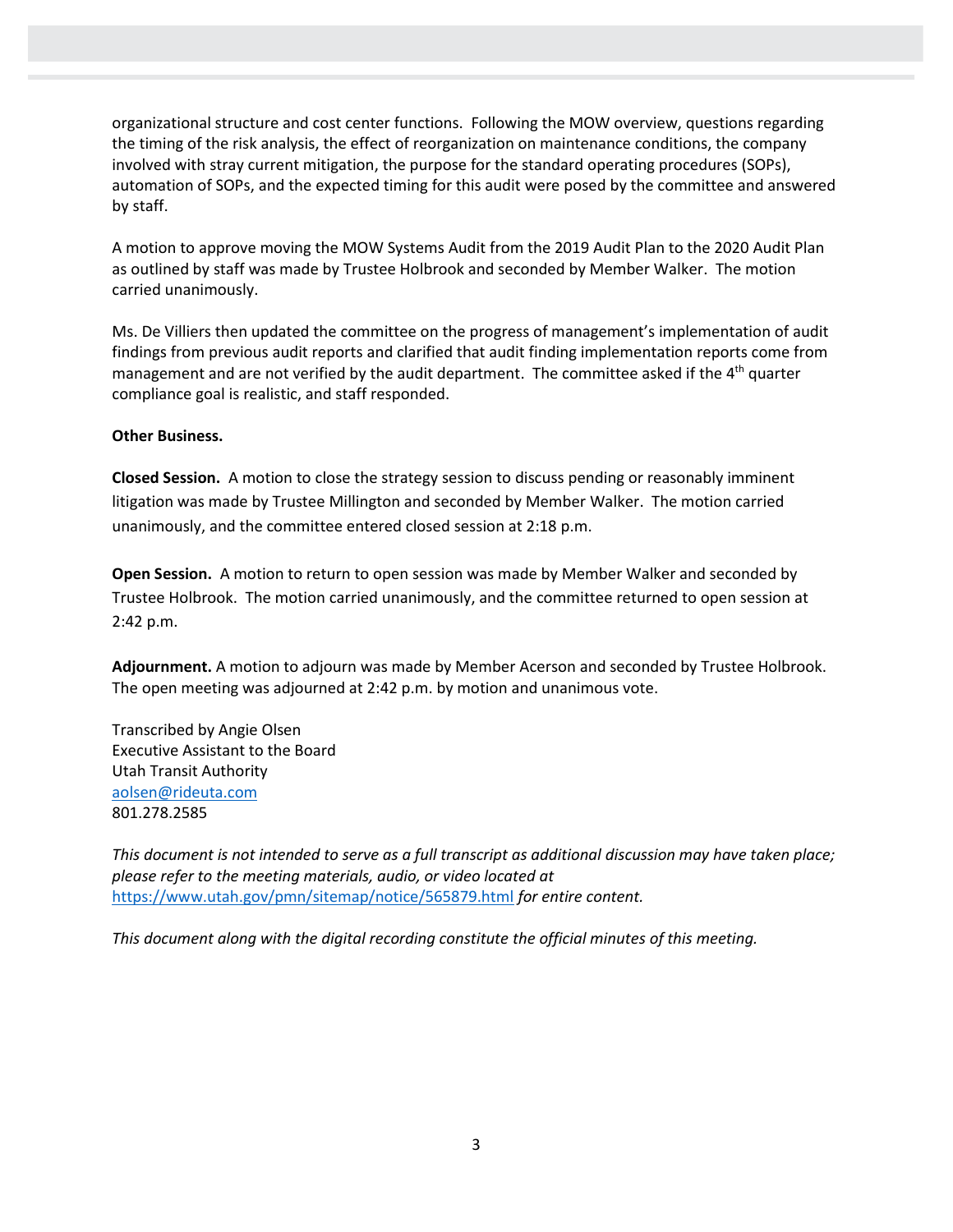organizational structure and cost center functions. Following the MOW overview, questions regarding the timing of the risk analysis, the effect of reorganization on maintenance conditions, the company involved with stray current mitigation, the purpose for the standard operating procedures (SOPs), automation of SOPs, and the expected timing for this audit were posed by the committee and answered by staff.

A motion to approve moving the MOW Systems Audit from the 2019 Audit Plan to the 2020 Audit Plan as outlined by staff was made by Trustee Holbrook and seconded by Member Walker. The motion carried unanimously.

Ms. De Villiers then updated the committee on the progress of management's implementation of audit findings from previous audit reports and clarified that audit finding implementation reports come from management and are not verified by the audit department. The committee asked if the 4th quarter compliance goal is realistic, and staff responded.

**Other Business.**

**Closed Session.** A motion to close the strategy session to discuss pending or reasonably imminent litigation was made by Trustee Millington and seconded by Member Walker. The motion carried unanimously, and the committee entered closed session at 2:18 p.m.

**Open Session.** A motion to return to open session was made by Member Walker and seconded by Trustee Holbrook. The motion carried unanimously, and the committee returned to open session at 2:42 p.m.

**Adjournment.** A motion to adjourn was made by Member Acerson and seconded by Trustee Holbrook. The open meeting was adjourned at 2:42 p.m. by motion and unanimous vote.

Transcribed by Angie Olsen
Executive Assistant to the Board
Utah Transit Authority
aolsen@rideuta.com
801.278.2585

*This document is not intended to serve as a full transcript as additional discussion may have taken place; please refer to the meeting materials, audio, or video located at* https://www.utah.gov/pmn/sitemap/notice/565879.html *for entire content.*

*This document along with the digital recording constitute the official minutes of this meeting.*